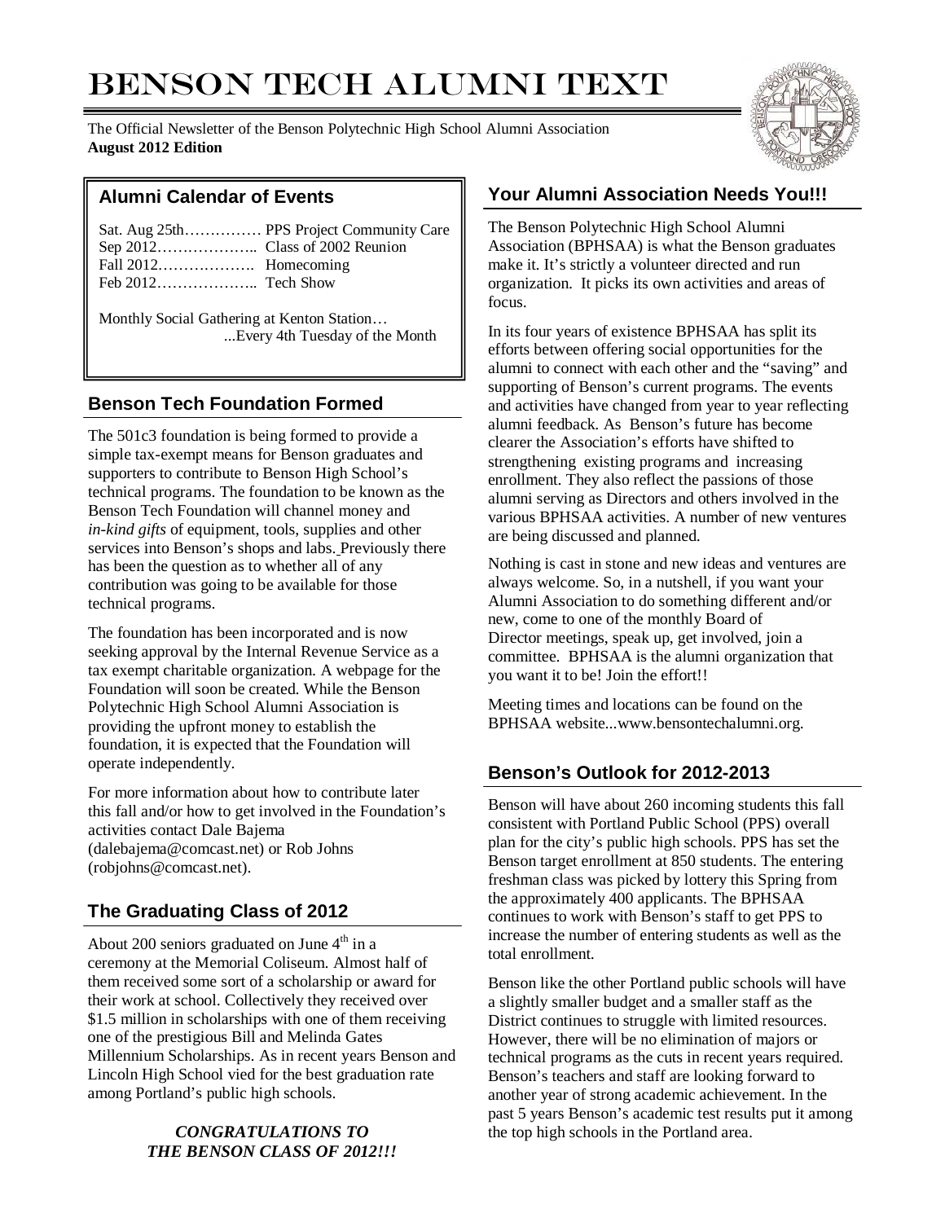# Benson Tech Alumni Text

The Official Newsletter of the Benson Polytechnic High School Alumni Association
**August 2012 Edition**

## Alumni Calendar of Events

Sat. Aug 25th…………… PPS Project Community Care
Sep 2012……………….. Class of 2002 Reunion
Fall 2012………………. Homecoming
Feb 2012……………….. Tech Show

Monthly Social Gathering at Kenton Station…
...Every 4th Tuesday of the Month

## Benson Tech Foundation Formed

The 501c3 foundation is being formed to provide a simple tax-exempt means for Benson graduates and supporters to contribute to Benson High School's technical programs. The foundation to be known as the Benson Tech Foundation will channel money and *in-kind gifts* of equipment, tools, supplies and other services into Benson's shops and labs. Previously there has been the question as to whether all of any contribution was going to be available for those technical programs.

The foundation has been incorporated and is now seeking approval by the Internal Revenue Service as a tax exempt charitable organization. A webpage for the Foundation will soon be created. While the Benson Polytechnic High School Alumni Association is providing the upfront money to establish the foundation, it is expected that the Foundation will operate independently.

For more information about how to contribute later this fall and/or how to get involved in the Foundation's activities contact Dale Bajema (dalebajema@comcast.net) or Rob Johns (robjohns@comcast.net).

## The Graduating Class of 2012

About 200 seniors graduated on June 4th in a ceremony at the Memorial Coliseum. Almost half of them received some sort of a scholarship or award for their work at school. Collectively they received over $1.5 million in scholarships with one of them receiving one of the prestigious Bill and Melinda Gates Millennium Scholarships. As in recent years Benson and Lincoln High School vied for the best graduation rate among Portland's public high schools.

***CONGRATULATIONS TO THE BENSON CLASS OF 2012!!!***

## Your Alumni Association Needs You!!!

The Benson Polytechnic High School Alumni Association (BPHSAA) is what the Benson graduates make it. It's strictly a volunteer directed and run organization. It picks its own activities and areas of focus.

In its four years of existence BPHSAA has split its efforts between offering social opportunities for the alumni to connect with each other and the "saving" and supporting of Benson's current programs. The events and activities have changed from year to year reflecting alumni feedback. As Benson's future has become clearer the Association's efforts have shifted to strengthening existing programs and increasing enrollment. They also reflect the passions of those alumni serving as Directors and others involved in the various BPHSAA activities. A number of new ventures are being discussed and planned.

Nothing is cast in stone and new ideas and ventures are always welcome. So, in a nutshell, if you want your Alumni Association to do something different and/or new, come to one of the monthly Board of Director meetings, speak up, get involved, join a committee. BPHSAA is the alumni organization that you want it to be! Join the effort!!

Meeting times and locations can be found on the BPHSAA website...www.bensontechalumni.org.

## Benson's Outlook for 2012-2013

Benson will have about 260 incoming students this fall consistent with Portland Public School (PPS) overall plan for the city's public high schools. PPS has set the Benson target enrollment at 850 students. The entering freshman class was picked by lottery this Spring from the approximately 400 applicants. The BPHSAA continues to work with Benson's staff to get PPS to increase the number of entering students as well as the total enrollment.

Benson like the other Portland public schools will have a slightly smaller budget and a smaller staff as the District continues to struggle with limited resources. However, there will be no elimination of majors or technical programs as the cuts in recent years required. Benson's teachers and staff are looking forward to another year of strong academic achievement. In the past 5 years Benson's academic test results put it among the top high schools in the Portland area.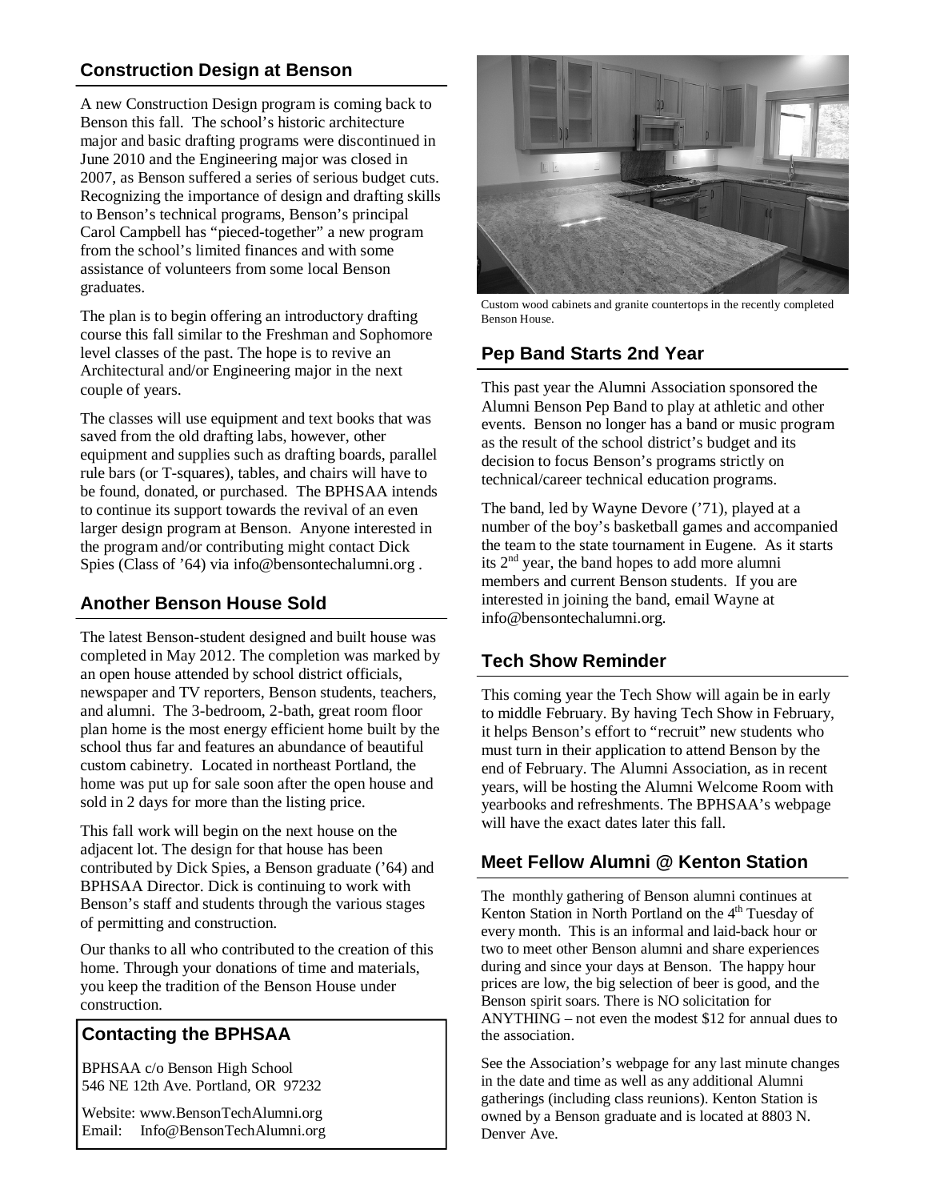## Construction Design at Benson

A new Construction Design program is coming back to Benson this fall. The school's historic architecture major and basic drafting programs were discontinued in June 2010 and the Engineering major was closed in 2007, as Benson suffered a series of serious budget cuts. Recognizing the importance of design and drafting skills to Benson's technical programs, Benson's principal Carol Campbell has "pieced-together" a new program from the school's limited finances and with some assistance of volunteers from some local Benson graduates.

The plan is to begin offering an introductory drafting course this fall similar to the Freshman and Sophomore level classes of the past. The hope is to revive an Architectural and/or Engineering major in the next couple of years.

The classes will use equipment and text books that was saved from the old drafting labs, however, other equipment and supplies such as drafting boards, parallel rule bars (or T-squares), tables, and chairs will have to be found, donated, or purchased. The BPHSAA intends to continue its support towards the revival of an even larger design program at Benson. Anyone interested in the program and/or contributing might contact Dick Spies (Class of '64) via info@bensontechalumni.org .

## Another Benson House Sold

The latest Benson-student designed and built house was completed in May 2012. The completion was marked by an open house attended by school district officials, newspaper and TV reporters, Benson students, teachers, and alumni. The 3-bedroom, 2-bath, great room floor plan home is the most energy efficient home built by the school thus far and features an abundance of beautiful custom cabinetry. Located in northeast Portland, the home was put up for sale soon after the open house and sold in 2 days for more than the listing price.

This fall work will begin on the next house on the adjacent lot. The design for that house has been contributed by Dick Spies, a Benson graduate ('64) and BPHSAA Director. Dick is continuing to work with Benson's staff and students through the various stages of permitting and construction.

Our thanks to all who contributed to the creation of this home. Through your donations of time and materials, you keep the tradition of the Benson House under construction.

## Contacting the BPHSAA

BPHSAA c/o Benson High School
546 NE 12th Ave. Portland, OR 97232

Website: www.BensonTechAlumni.org
Email: Info@BensonTechAlumni.org

Custom wood cabinets and granite countertops in the recently completed Benson House.

## Pep Band Starts 2nd Year

This past year the Alumni Association sponsored the Alumni Benson Pep Band to play at athletic and other events. Benson no longer has a band or music program as the result of the school district's budget and its decision to focus Benson's programs strictly on technical/career technical education programs.

The band, led by Wayne Devore ('71), played at a number of the boy's basketball games and accompanied the team to the state tournament in Eugene. As it starts its 2nd year, the band hopes to add more alumni members and current Benson students. If you are interested in joining the band, email Wayne at info@bensontechalumni.org.

## Tech Show Reminder

This coming year the Tech Show will again be in early to middle February. By having Tech Show in February, it helps Benson's effort to "recruit" new students who must turn in their application to attend Benson by the end of February. The Alumni Association, as in recent years, will be hosting the Alumni Welcome Room with yearbooks and refreshments. The BPHSAA's webpage will have the exact dates later this fall.

## Meet Fellow Alumni @ Kenton Station

The monthly gathering of Benson alumni continues at Kenton Station in North Portland on the 4th Tuesday of every month. This is an informal and laid-back hour or two to meet other Benson alumni and share experiences during and since your days at Benson. The happy hour prices are low, the big selection of beer is good, and the Benson spirit soars. There is NO solicitation for ANYTHING – not even the modest $12 for annual dues to the association.

See the Association's webpage for any last minute changes in the date and time as well as any additional Alumni gatherings (including class reunions). Kenton Station is owned by a Benson graduate and is located at 8803 N. Denver Ave.